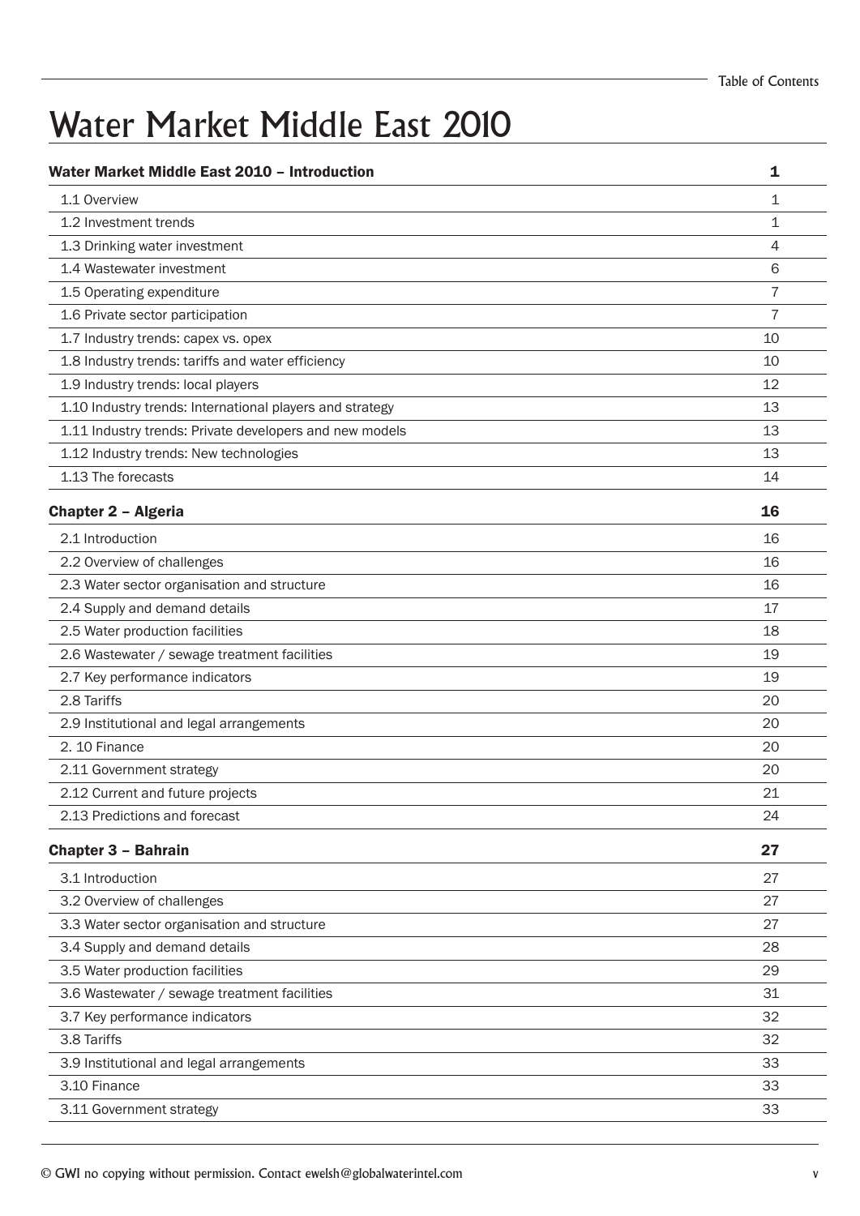# Water Market Middle East 2010

| Water Market Middle East 2010 – Introduction | 1 |
|---|---|
| 1.1 Overview | 1 |
| 1.2 Investment trends | 1 |
| 1.3 Drinking water investment | 4 |
| 1.4 Wastewater investment | 6 |
| 1.5 Operating expenditure | 7 |
| 1.6 Private sector participation | 7 |
| 1.7 Industry trends: capex vs. opex | 10 |
| 1.8 Industry trends: tariffs and water efficiency | 10 |
| 1.9 Industry trends: local players | 12 |
| 1.10 Industry trends: International players and strategy | 13 |
| 1.11 Industry trends: Private developers and new models | 13 |
| 1.12 Industry trends: New technologies | 13 |
| 1.13 The forecasts | 14 |
| **Chapter 2 – Algeria** | **16** |
| 2.1 Introduction | 16 |
| 2.2 Overview of challenges | 16 |
| 2.3 Water sector organisation and structure | 16 |
| 2.4 Supply and demand details | 17 |
| 2.5 Water production facilities | 18 |
| 2.6 Wastewater / sewage treatment facilities | 19 |
| 2.7 Key performance indicators | 19 |
| 2.8 Tariffs | 20 |
| 2.9 Institutional and legal arrangements | 20 |
| 2. 10 Finance | 20 |
| 2.11 Government strategy | 20 |
| 2.12 Current and future projects | 21 |
| 2.13 Predictions and forecast | 24 |
| **Chapter 3 – Bahrain** | **27** |
| 3.1 Introduction | 27 |
| 3.2 Overview of challenges | 27 |
| 3.3 Water sector organisation and structure | 27 |
| 3.4 Supply and demand details | 28 |
| 3.5 Water production facilities | 29 |
| 3.6 Wastewater / sewage treatment facilities | 31 |
| 3.7 Key performance indicators | 32 |
| 3.8 Tariffs | 32 |
| 3.9 Institutional and legal arrangements | 33 |
| 3.10 Finance | 33 |
| 3.11 Government strategy | 33 |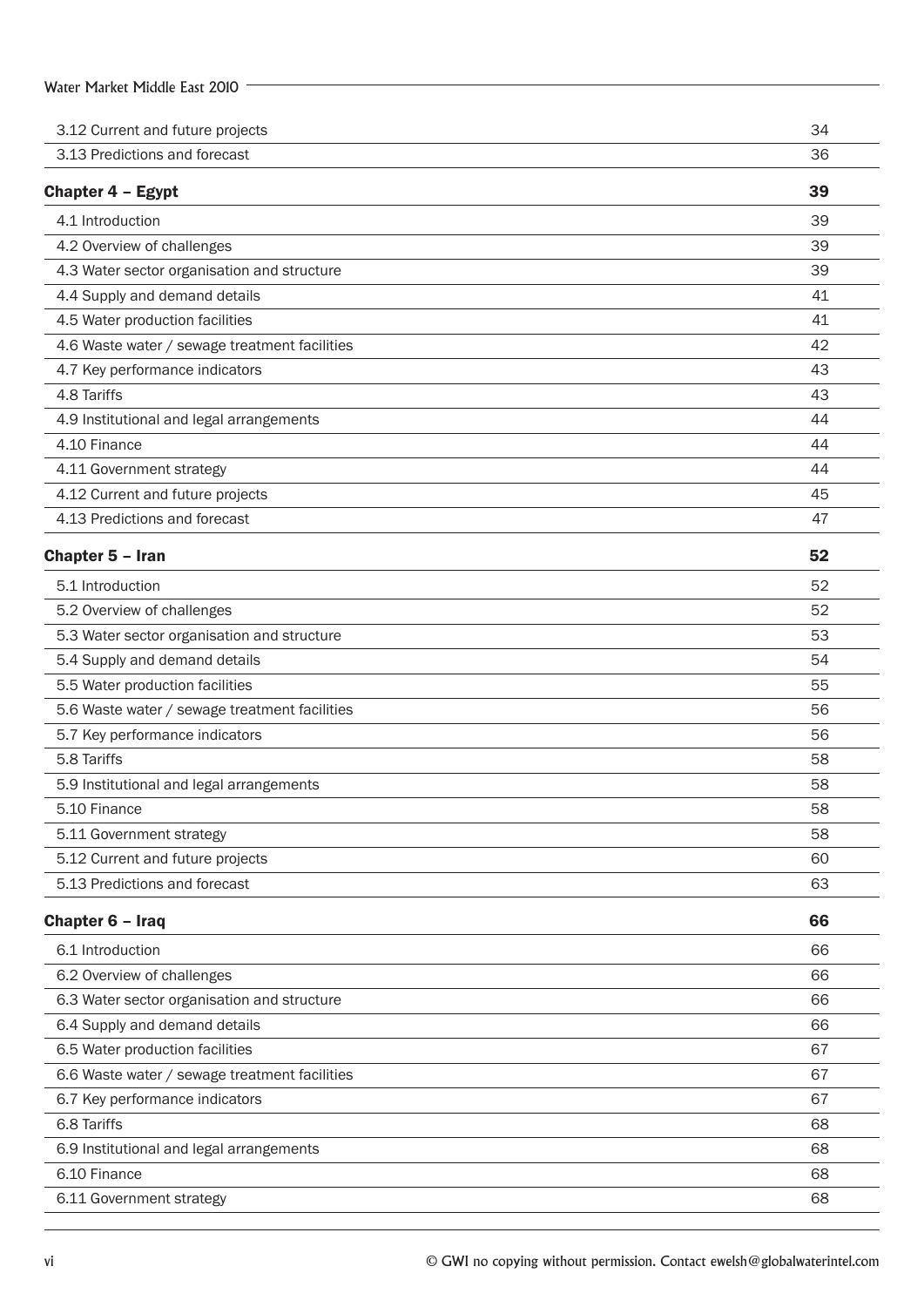| | |
|---|---|
| 3.12 Current and future projects | 34 |
| 3.13 Predictions and forecast | 36 |
| **Chapter 4 – Egypt** | **39** |
| 4.1 Introduction | 39 |
| 4.2 Overview of challenges | 39 |
| 4.3 Water sector organisation and structure | 39 |
| 4.4 Supply and demand details | 41 |
| 4.5 Water production facilities | 41 |
| 4.6 Waste water / sewage treatment facilities | 42 |
| 4.7 Key performance indicators | 43 |
| 4.8 Tariffs | 43 |
| 4.9 Institutional and legal arrangements | 44 |
| 4.10 Finance | 44 |
| 4.11 Government strategy | 44 |
| 4.12 Current and future projects | 45 |
| 4.13 Predictions and forecast | 47 |
| **Chapter 5 – Iran** | **52** |
| 5.1 Introduction | 52 |
| 5.2 Overview of challenges | 52 |
| 5.3 Water sector organisation and structure | 53 |
| 5.4 Supply and demand details | 54 |
| 5.5 Water production facilities | 55 |
| 5.6 Waste water / sewage treatment facilities | 56 |
| 5.7 Key performance indicators | 56 |
| 5.8 Tariffs | 58 |
| 5.9 Institutional and legal arrangements | 58 |
| 5.10 Finance | 58 |
| 5.11 Government strategy | 58 |
| 5.12 Current and future projects | 60 |
| 5.13 Predictions and forecast | 63 |
| **Chapter 6 – Iraq** | **66** |
| 6.1 Introduction | 66 |
| 6.2 Overview of challenges | 66 |
| 6.3 Water sector organisation and structure | 66 |
| 6.4 Supply and demand details | 66 |
| 6.5 Water production facilities | 67 |
| 6.6 Waste water / sewage treatment facilities | 67 |
| 6.7 Key performance indicators | 67 |
| 6.8 Tariffs | 68 |
| 6.9 Institutional and legal arrangements | 68 |
| 6.10 Finance | 68 |
| 6.11 Government strategy | 68 |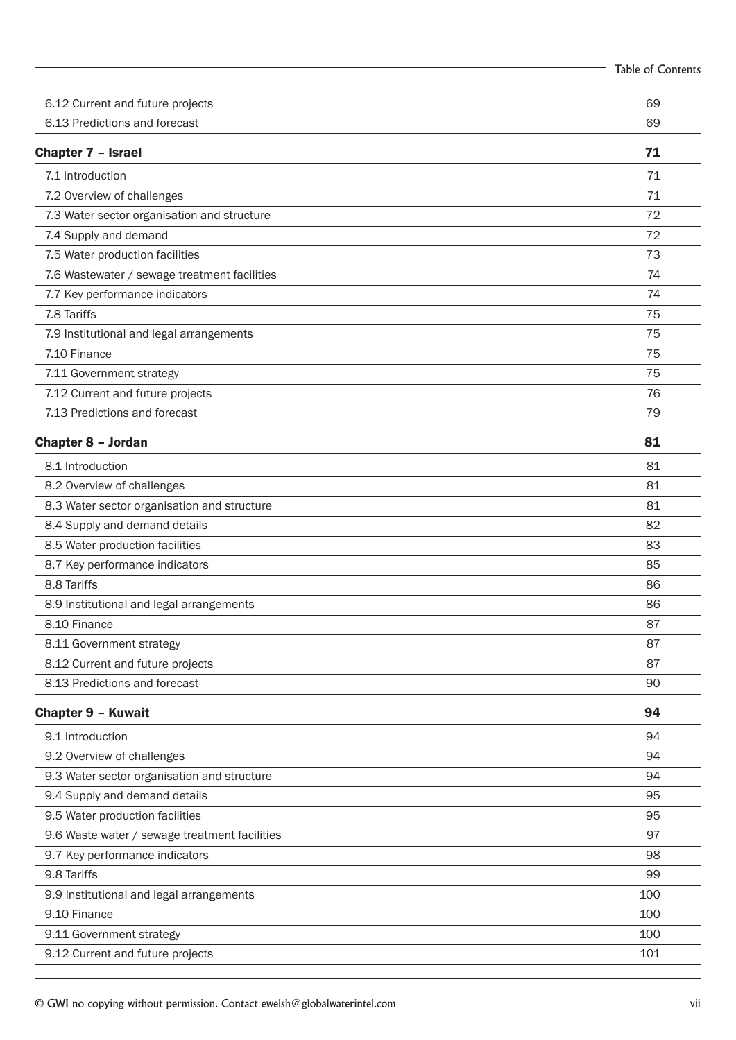| | |
|---|---|
| 6.12 Current and future projects | 69 |
| 6.13 Predictions and forecast | 69 |
| **Chapter 7 – Israel** | **71** |
| 7.1 Introduction | 71 |
| 7.2 Overview of challenges | 71 |
| 7.3 Water sector organisation and structure | 72 |
| 7.4 Supply and demand | 72 |
| 7.5 Water production facilities | 73 |
| 7.6 Wastewater / sewage treatment facilities | 74 |
| 7.7 Key performance indicators | 74 |
| 7.8 Tariffs | 75 |
| 7.9 Institutional and legal arrangements | 75 |
| 7.10 Finance | 75 |
| 7.11 Government strategy | 75 |
| 7.12 Current and future projects | 76 |
| 7.13 Predictions and forecast | 79 |
| **Chapter 8 – Jordan** | **81** |
| 8.1 Introduction | 81 |
| 8.2 Overview of challenges | 81 |
| 8.3 Water sector organisation and structure | 81 |
| 8.4 Supply and demand details | 82 |
| 8.5 Water production facilities | 83 |
| 8.7 Key performance indicators | 85 |
| 8.8 Tariffs | 86 |
| 8.9 Institutional and legal arrangements | 86 |
| 8.10 Finance | 87 |
| 8.11 Government strategy | 87 |
| 8.12 Current and future projects | 87 |
| 8.13 Predictions and forecast | 90 |
| **Chapter 9 – Kuwait** | **94** |
| 9.1 Introduction | 94 |
| 9.2 Overview of challenges | 94 |
| 9.3 Water sector organisation and structure | 94 |
| 9.4 Supply and demand details | 95 |
| 9.5 Water production facilities | 95 |
| 9.6 Waste water / sewage treatment facilities | 97 |
| 9.7 Key performance indicators | 98 |
| 9.8 Tariffs | 99 |
| 9.9 Institutional and legal arrangements | 100 |
| 9.10 Finance | 100 |
| 9.11 Government strategy | 100 |
| 9.12 Current and future projects | 101 |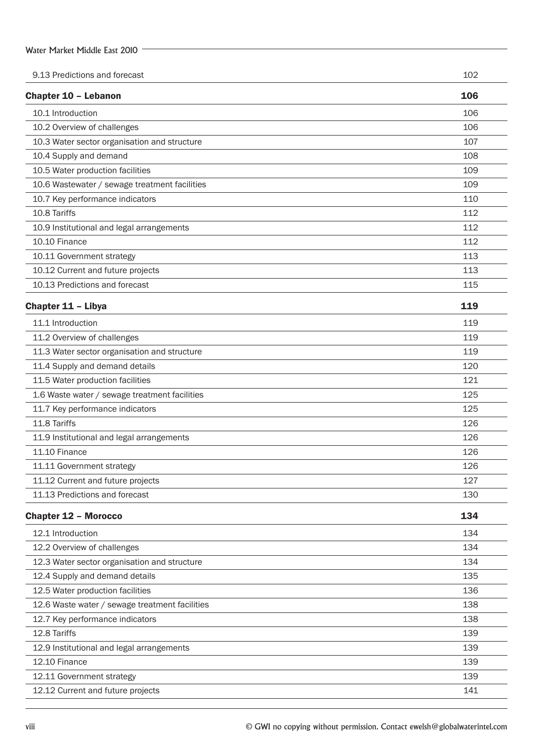| | |
|---|---|
| 9.13 Predictions and forecast | 102 |
| **Chapter 10 – Lebanon** | **106** |
| 10.1 Introduction | 106 |
| 10.2 Overview of challenges | 106 |
| 10.3 Water sector organisation and structure | 107 |
| 10.4 Supply and demand | 108 |
| 10.5 Water production facilities | 109 |
| 10.6 Wastewater / sewage treatment facilities | 109 |
| 10.7 Key performance indicators | 110 |
| 10.8 Tariffs | 112 |
| 10.9 Institutional and legal arrangements | 112 |
| 10.10 Finance | 112 |
| 10.11 Government strategy | 113 |
| 10.12 Current and future projects | 113 |
| 10.13 Predictions and forecast | 115 |
| **Chapter 11 – Libya** | **119** |
| 11.1 Introduction | 119 |
| 11.2 Overview of challenges | 119 |
| 11.3 Water sector organisation and structure | 119 |
| 11.4 Supply and demand details | 120 |
| 11.5 Water production facilities | 121 |
| 1.6 Waste water / sewage treatment facilities | 125 |
| 11.7 Key performance indicators | 125 |
| 11.8 Tariffs | 126 |
| 11.9 Institutional and legal arrangements | 126 |
| 11.10 Finance | 126 |
| 11.11 Government strategy | 126 |
| 11.12 Current and future projects | 127 |
| 11.13 Predictions and forecast | 130 |
| **Chapter 12 – Morocco** | **134** |
| 12.1 Introduction | 134 |
| 12.2 Overview of challenges | 134 |
| 12.3 Water sector organisation and structure | 134 |
| 12.4 Supply and demand details | 135 |
| 12.5 Water production facilities | 136 |
| 12.6 Waste water / sewage treatment facilities | 138 |
| 12.7 Key performance indicators | 138 |
| 12.8 Tariffs | 139 |
| 12.9 Institutional and legal arrangements | 139 |
| 12.10 Finance | 139 |
| 12.11 Government strategy | 139 |
| 12.12 Current and future projects | 141 |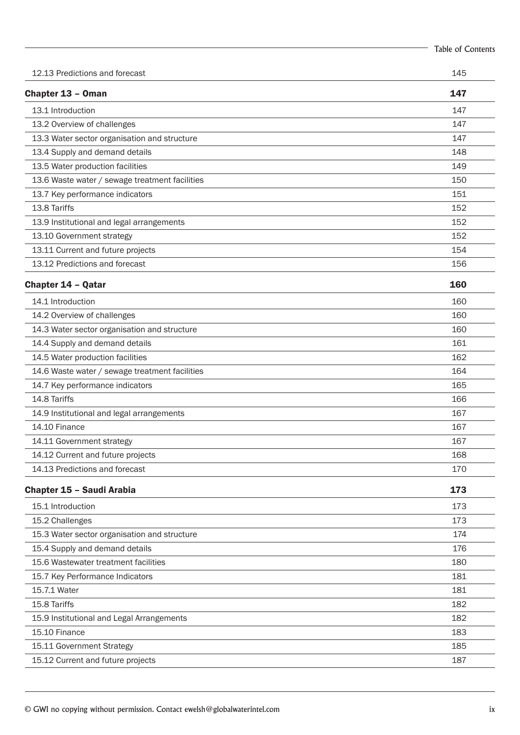| | |
|---|---|
| 12.13 Predictions and forecast | 145 |
| **Chapter 13 – Oman** | **147** |
| 13.1 Introduction | 147 |
| 13.2 Overview of challenges | 147 |
| 13.3 Water sector organisation and structure | 147 |
| 13.4 Supply and demand details | 148 |
| 13.5 Water production facilities | 149 |
| 13.6 Waste water / sewage treatment facilities | 150 |
| 13.7 Key performance indicators | 151 |
| 13.8 Tariffs | 152 |
| 13.9 Institutional and legal arrangements | 152 |
| 13.10 Government strategy | 152 |
| 13.11 Current and future projects | 154 |
| 13.12 Predictions and forecast | 156 |
| **Chapter 14 – Qatar** | **160** |
| 14.1 Introduction | 160 |
| 14.2 Overview of challenges | 160 |
| 14.3 Water sector organisation and structure | 160 |
| 14.4 Supply and demand details | 161 |
| 14.5 Water production facilities | 162 |
| 14.6 Waste water / sewage treatment facilities | 164 |
| 14.7 Key performance indicators | 165 |
| 14.8 Tariffs | 166 |
| 14.9 Institutional and legal arrangements | 167 |
| 14.10 Finance | 167 |
| 14.11 Government strategy | 167 |
| 14.12 Current and future projects | 168 |
| 14.13 Predictions and forecast | 170 |
| **Chapter 15 – Saudi Arabia** | **173** |
| 15.1 Introduction | 173 |
| 15.2 Challenges | 173 |
| 15.3 Water sector organisation and structure | 174 |
| 15.4 Supply and demand details | 176 |
| 15.6 Wastewater treatment facilities | 180 |
| 15.7 Key Performance Indicators | 181 |
| 15.7.1 Water | 181 |
| 15.8 Tariffs | 182 |
| 15.9 Institutional and Legal Arrangements | 182 |
| 15.10 Finance | 183 |
| 15.11 Government Strategy | 185 |
| 15.12 Current and future projects | 187 |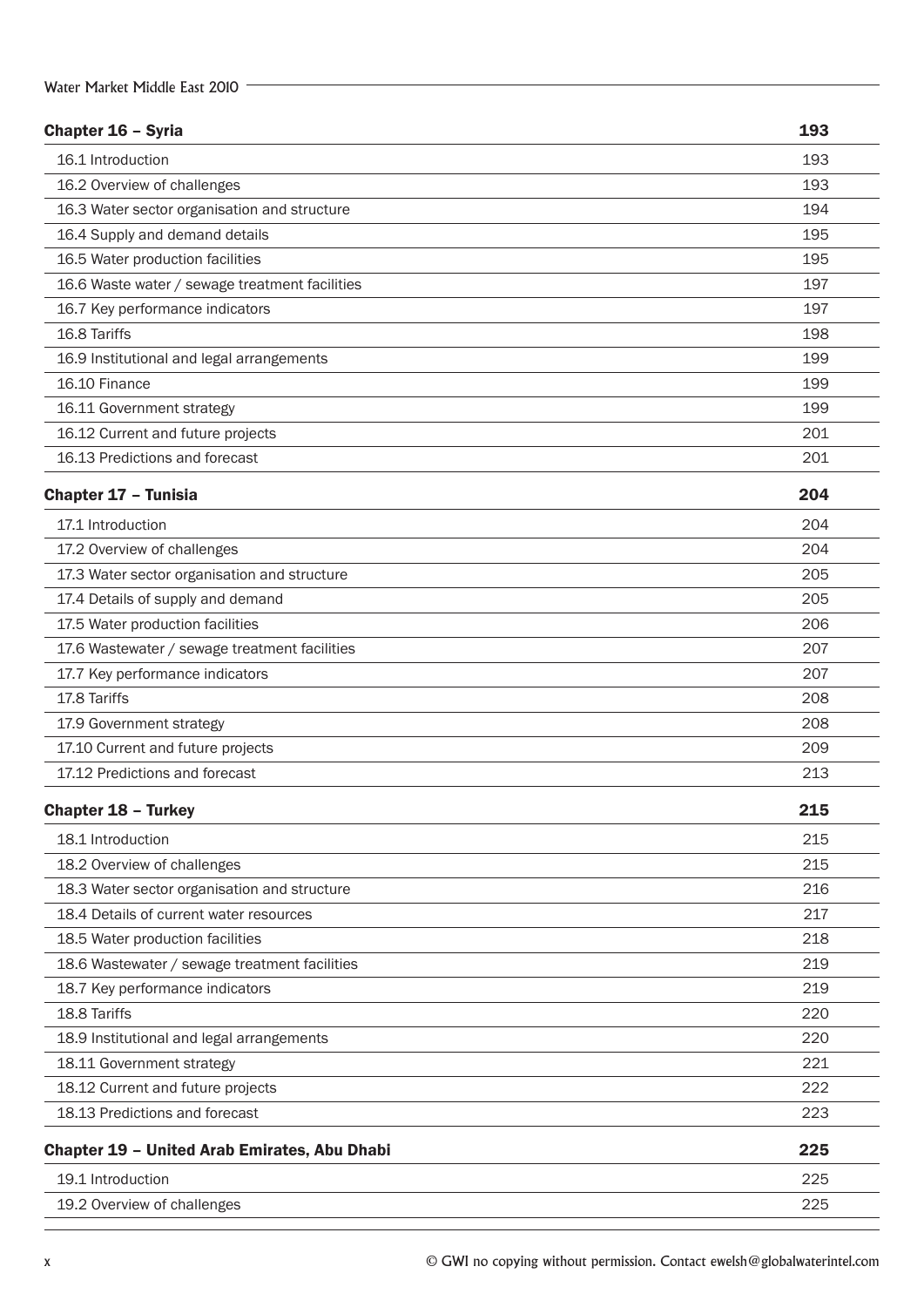| Chapter 16 – Syria | 193 |
|---|---|
| 16.1 Introduction | 193 |
| 16.2 Overview of challenges | 193 |
| 16.3 Water sector organisation and structure | 194 |
| 16.4 Supply and demand details | 195 |
| 16.5 Water production facilities | 195 |
| 16.6 Waste water / sewage treatment facilities | 197 |
| 16.7 Key performance indicators | 197 |
| 16.8 Tariffs | 198 |
| 16.9 Institutional and legal arrangements | 199 |
| 16.10 Finance | 199 |
| 16.11 Government strategy | 199 |
| 16.12 Current and future projects | 201 |
| 16.13 Predictions and forecast | 201 |
| **Chapter 17 – Tunisia** | **204** |
| 17.1 Introduction | 204 |
| 17.2 Overview of challenges | 204 |
| 17.3 Water sector organisation and structure | 205 |
| 17.4 Details of supply and demand | 205 |
| 17.5 Water production facilities | 206 |
| 17.6 Wastewater / sewage treatment facilities | 207 |
| 17.7 Key performance indicators | 207 |
| 17.8 Tariffs | 208 |
| 17.9 Government strategy | 208 |
| 17.10 Current and future projects | 209 |
| 17.12 Predictions and forecast | 213 |
| **Chapter 18 – Turkey** | **215** |
| 18.1 Introduction | 215 |
| 18.2 Overview of challenges | 215 |
| 18.3 Water sector organisation and structure | 216 |
| 18.4 Details of current water resources | 217 |
| 18.5 Water production facilities | 218 |
| 18.6 Wastewater / sewage treatment facilities | 219 |
| 18.7 Key performance indicators | 219 |
| 18.8 Tariffs | 220 |
| 18.9 Institutional and legal arrangements | 220 |
| 18.11 Government strategy | 221 |
| 18.12 Current and future projects | 222 |
| 18.13 Predictions and forecast | 223 |
| **Chapter 19 – United Arab Emirates, Abu Dhabi** | **225** |
| 19.1 Introduction | 225 |
| 19.2 Overview of challenges | 225 |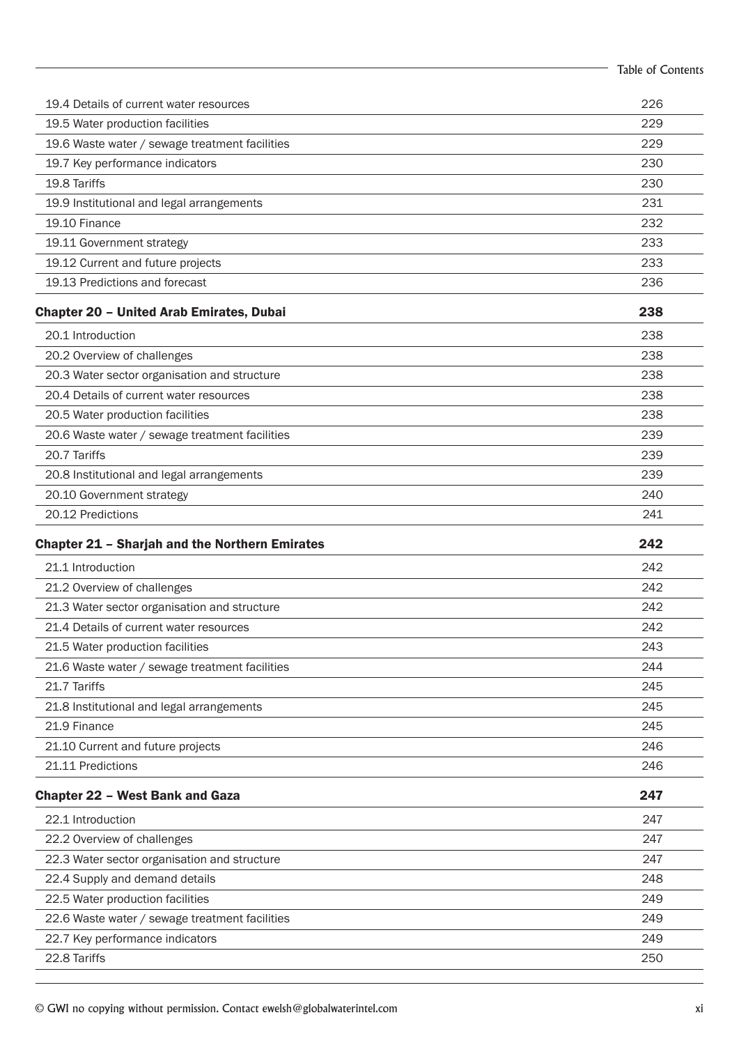| | |
|---|---|
| 19.4 Details of current water resources | 226 |
| 19.5 Water production facilities | 229 |
| 19.6 Waste water / sewage treatment facilities | 229 |
| 19.7 Key performance indicators | 230 |
| 19.8 Tariffs | 230 |
| 19.9 Institutional and legal arrangements | 231 |
| 19.10 Finance | 232 |
| 19.11 Government strategy | 233 |
| 19.12 Current and future projects | 233 |
| 19.13 Predictions and forecast | 236 |
| **Chapter 20 – United Arab Emirates, Dubai** | **238** |
| 20.1 Introduction | 238 |
| 20.2 Overview of challenges | 238 |
| 20.3 Water sector organisation and structure | 238 |
| 20.4 Details of current water resources | 238 |
| 20.5 Water production facilities | 238 |
| 20.6 Waste water / sewage treatment facilities | 239 |
| 20.7 Tariffs | 239 |
| 20.8 Institutional and legal arrangements | 239 |
| 20.10 Government strategy | 240 |
| 20.12 Predictions | 241 |
| **Chapter 21 – Sharjah and the Northern Emirates** | **242** |
| 21.1 Introduction | 242 |
| 21.2 Overview of challenges | 242 |
| 21.3 Water sector organisation and structure | 242 |
| 21.4 Details of current water resources | 242 |
| 21.5 Water production facilities | 243 |
| 21.6 Waste water / sewage treatment facilities | 244 |
| 21.7 Tariffs | 245 |
| 21.8 Institutional and legal arrangements | 245 |
| 21.9 Finance | 245 |
| 21.10 Current and future projects | 246 |
| 21.11 Predictions | 246 |
| **Chapter 22 – West Bank and Gaza** | **247** |
| 22.1 Introduction | 247 |
| 22.2 Overview of challenges | 247 |
| 22.3 Water sector organisation and structure | 247 |
| 22.4 Supply and demand details | 248 |
| 22.5 Water production facilities | 249 |
| 22.6 Waste water / sewage treatment facilities | 249 |
| 22.7 Key performance indicators | 249 |
| 22.8 Tariffs | 250 |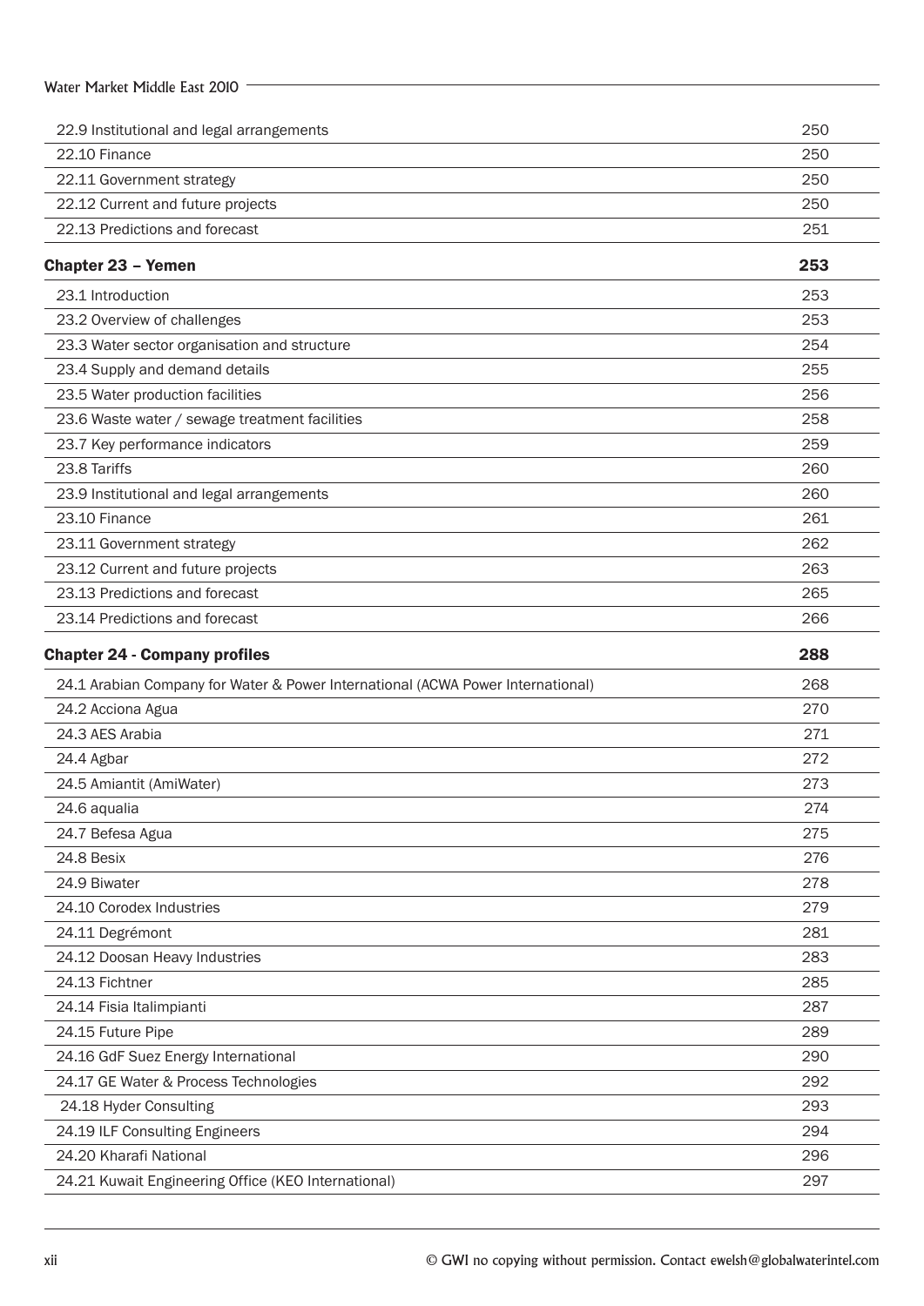| | |
|---|---|
| 22.9 Institutional and legal arrangements | 250 |
| 22.10 Finance | 250 |
| 22.11 Government strategy | 250 |
| 22.12 Current and future projects | 250 |
| 22.13 Predictions and forecast | 251 |

| **Chapter 23 – Yemen** | **253** |
|---|---|
| 23.1 Introduction | 253 |
| 23.2 Overview of challenges | 253 |
| 23.3 Water sector organisation and structure | 254 |
| 23.4 Supply and demand details | 255 |
| 23.5 Water production facilities | 256 |
| 23.6 Waste water / sewage treatment facilities | 258 |
| 23.7 Key performance indicators | 259 |
| 23.8 Tariffs | 260 |
| 23.9 Institutional and legal arrangements | 260 |
| 23.10 Finance | 261 |
| 23.11 Government strategy | 262 |
| 23.12 Current and future projects | 263 |
| 23.13 Predictions and forecast | 265 |
| 23.14 Predictions and forecast | 266 |

| **Chapter 24 - Company profiles** | **288** |
|---|---|
| 24.1 Arabian Company for Water & Power International (ACWA Power International) | 268 |
| 24.2 Acciona Agua | 270 |
| 24.3 AES Arabia | 271 |
| 24.4 Agbar | 272 |
| 24.5 Amiantit (AmiWater) | 273 |
| 24.6 aqualia | 274 |
| 24.7 Befesa Agua | 275 |
| 24.8 Besix | 276 |
| 24.9 Biwater | 278 |
| 24.10 Corodex Industries | 279 |
| 24.11 Degrémont | 281 |
| 24.12 Doosan Heavy Industries | 283 |
| 24.13 Fichtner | 285 |
| 24.14 Fisia Italimpianti | 287 |
| 24.15 Future Pipe | 289 |
| 24.16 GdF Suez Energy International | 290 |
| 24.17 GE Water & Process Technologies | 292 |
| 24.18 Hyder Consulting | 293 |
| 24.19 ILF Consulting Engineers | 294 |
| 24.20 Kharafi National | 296 |
| 24.21 Kuwait Engineering Office (KEO International) | 297 |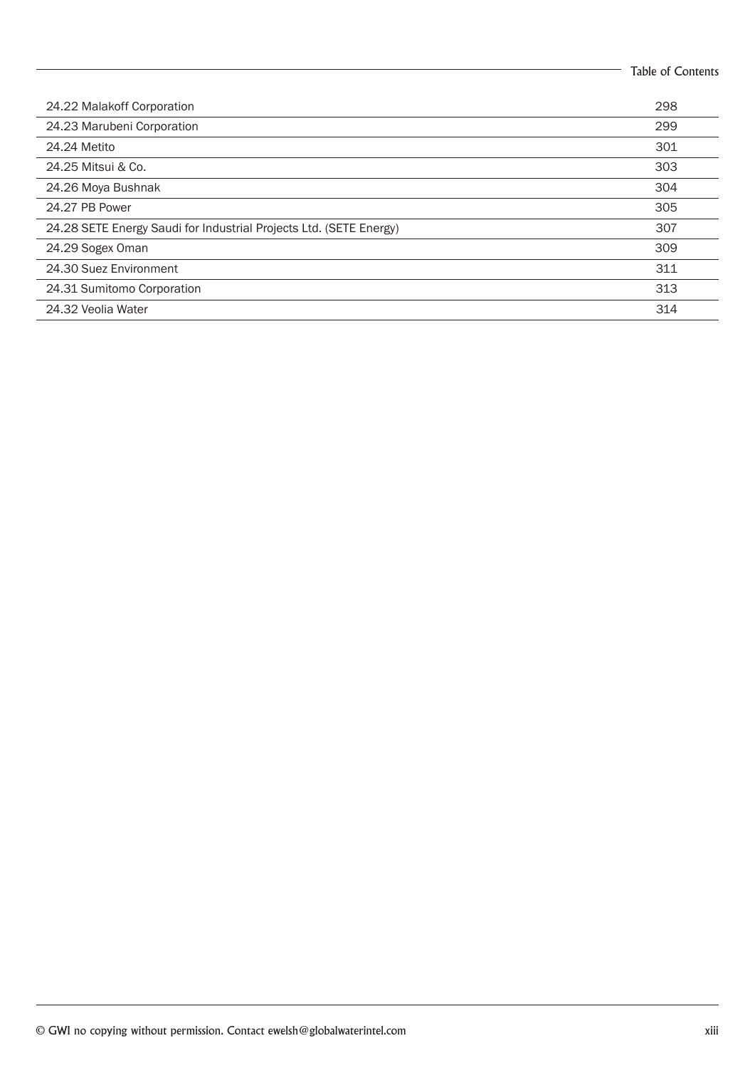| | |
|---|---|
| 24.22 Malakoff Corporation | 298 |
| 24.23 Marubeni Corporation | 299 |
| 24.24 Metito | 301 |
| 24.25 Mitsui & Co. | 303 |
| 24.26 Moya Bushnak | 304 |
| 24.27 PB Power | 305 |
| 24.28 SETE Energy Saudi for Industrial Projects Ltd. (SETE Energy) | 307 |
| 24.29 Sogex Oman | 309 |
| 24.30 Suez Environment | 311 |
| 24.31 Sumitomo Corporation | 313 |
| 24.32 Veolia Water | 314 |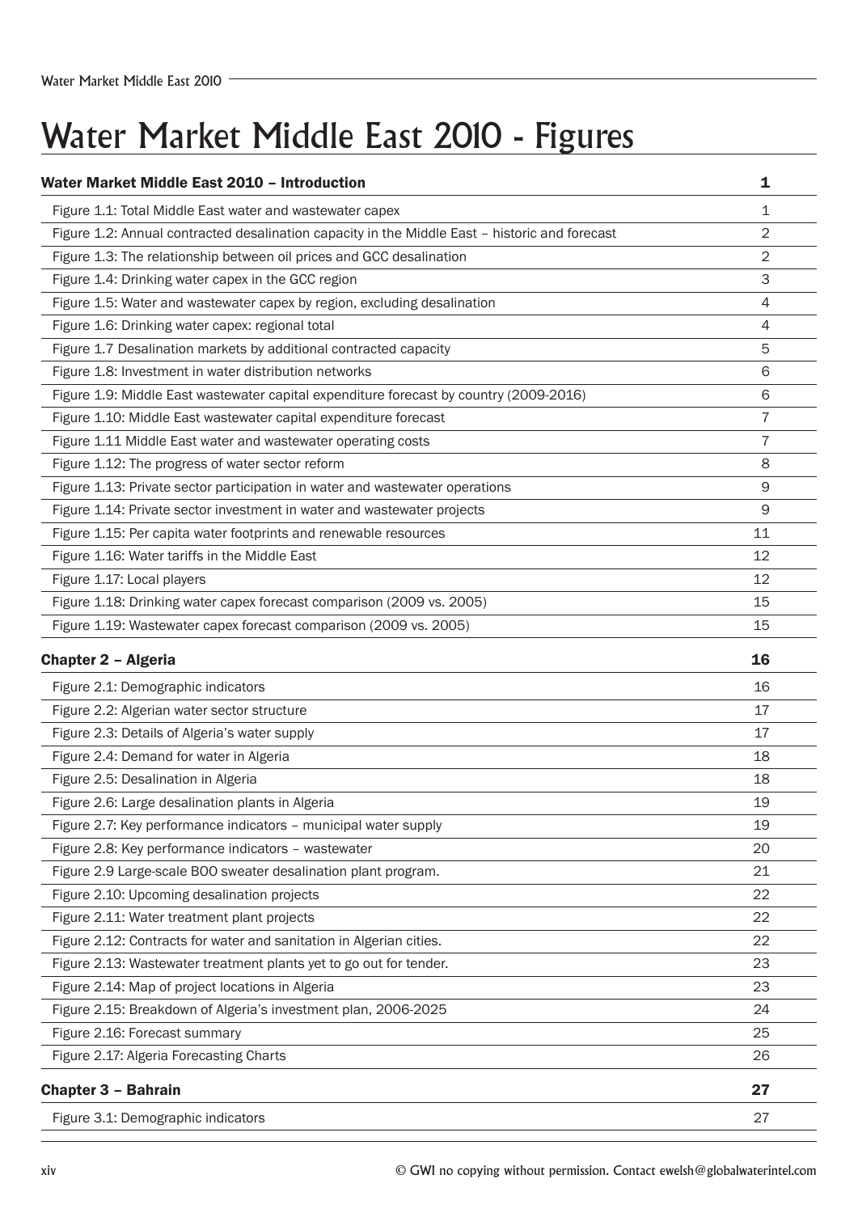# Water Market Middle East 2010 - Figures

| Water Market Middle East 2010 – Introduction | 1 |
|---|---|
| Figure 1.1: Total Middle East water and wastewater capex | 1 |
| Figure 1.2: Annual contracted desalination capacity in the Middle East – historic and forecast | 2 |
| Figure 1.3: The relationship between oil prices and GCC desalination | 2 |
| Figure 1.4: Drinking water capex in the GCC region | 3 |
| Figure 1.5: Water and wastewater capex by region, excluding desalination | 4 |
| Figure 1.6: Drinking water capex: regional total | 4 |
| Figure 1.7 Desalination markets by additional contracted capacity | 5 |
| Figure 1.8: Investment in water distribution networks | 6 |
| Figure 1.9: Middle East wastewater capital expenditure forecast by country (2009-2016) | 6 |
| Figure 1.10: Middle East wastewater capital expenditure forecast | 7 |
| Figure 1.11 Middle East water and wastewater operating costs | 7 |
| Figure 1.12: The progress of water sector reform | 8 |
| Figure 1.13: Private sector participation in water and wastewater operations | 9 |
| Figure 1.14: Private sector investment in water and wastewater projects | 9 |
| Figure 1.15: Per capita water footprints and renewable resources | 11 |
| Figure 1.16: Water tariffs in the Middle East | 12 |
| Figure 1.17: Local players | 12 |
| Figure 1.18: Drinking water capex forecast comparison (2009 vs. 2005) | 15 |
| Figure 1.19: Wastewater capex forecast comparison (2009 vs. 2005) | 15 |

| Chapter 2 – Algeria | 16 |
|---|---|
| Figure 2.1: Demographic indicators | 16 |
| Figure 2.2: Algerian water sector structure | 17 |
| Figure 2.3: Details of Algeria's water supply | 17 |
| Figure 2.4: Demand for water in Algeria | 18 |
| Figure 2.5: Desalination in Algeria | 18 |
| Figure 2.6: Large desalination plants in Algeria | 19 |
| Figure 2.7: Key performance indicators – municipal water supply | 19 |
| Figure 2.8: Key performance indicators – wastewater | 20 |
| Figure 2.9 Large-scale BOO sweater desalination plant program. | 21 |
| Figure 2.10: Upcoming desalination projects | 22 |
| Figure 2.11: Water treatment plant projects | 22 |
| Figure 2.12: Contracts for water and sanitation in Algerian cities. | 22 |
| Figure 2.13: Wastewater treatment plants yet to go out for tender. | 23 |
| Figure 2.14: Map of project locations in Algeria | 23 |
| Figure 2.15: Breakdown of Algeria's investment plan, 2006-2025 | 24 |
| Figure 2.16: Forecast summary | 25 |
| Figure 2.17: Algeria Forecasting Charts | 26 |

| Chapter 3 – Bahrain | 27 |
|---|---|
| Figure 3.1: Demographic indicators | 27 |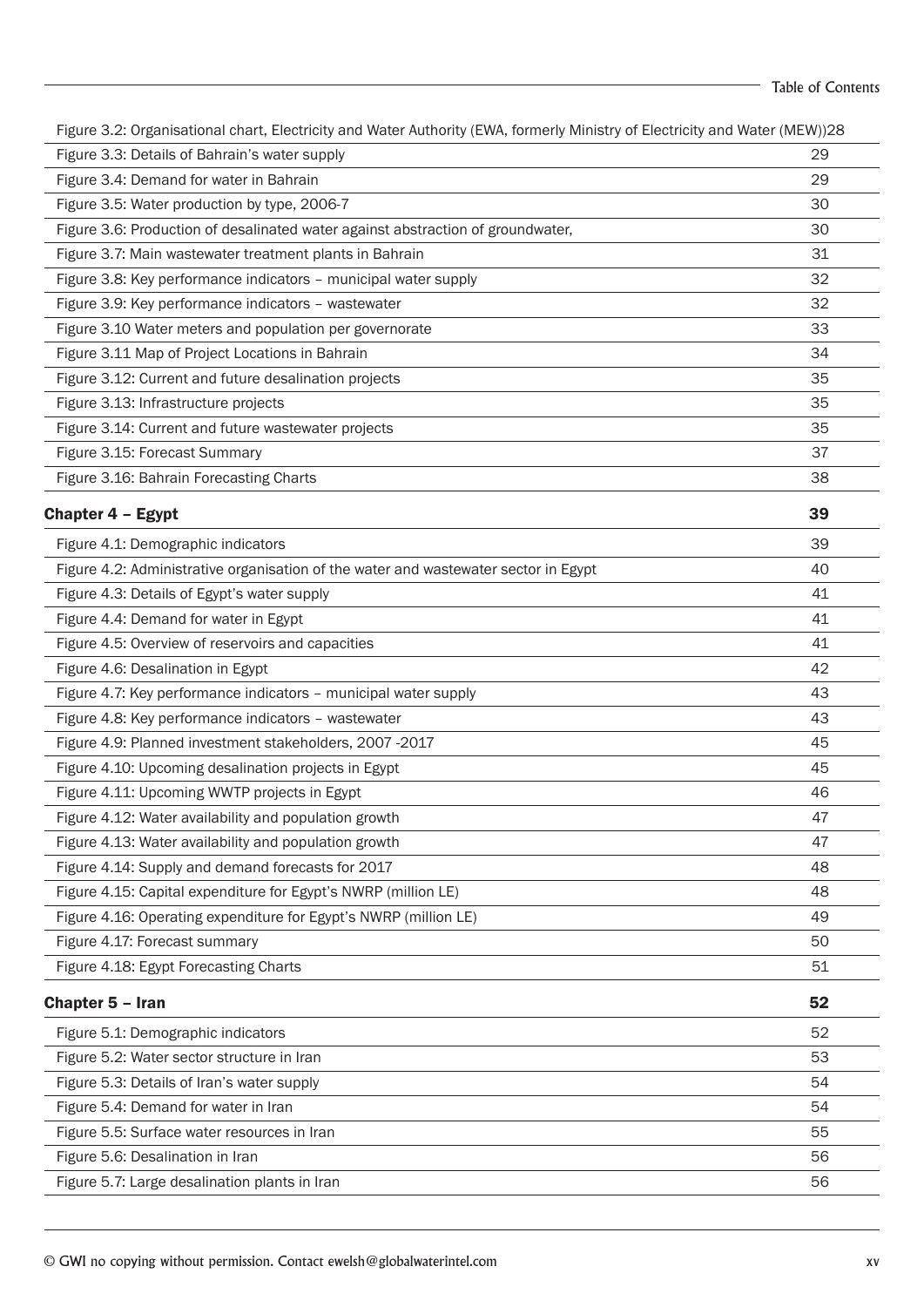| | |
|---|---|
| Figure 3.2: Organisational chart, Electricity and Water Authority (EWA, formerly Ministry of Electricity and Water (MEW)) | 28 |
| Figure 3.3: Details of Bahrain's water supply | 29 |
| Figure 3.4: Demand for water in Bahrain | 29 |
| Figure 3.5: Water production by type, 2006-7 | 30 |
| Figure 3.6: Production of desalinated water against abstraction of groundwater, | 30 |
| Figure 3.7: Main wastewater treatment plants in Bahrain | 31 |
| Figure 3.8: Key performance indicators – municipal water supply | 32 |
| Figure 3.9: Key performance indicators – wastewater | 32 |
| Figure 3.10 Water meters and population per governorate | 33 |
| Figure 3.11 Map of Project Locations in Bahrain | 34 |
| Figure 3.12: Current and future desalination projects | 35 |
| Figure 3.13: Infrastructure projects | 35 |
| Figure 3.14: Current and future wastewater projects | 35 |
| Figure 3.15: Forecast Summary | 37 |
| Figure 3.16: Bahrain Forecasting Charts | 38 |
| **Chapter 4 – Egypt** | **39** |
| Figure 4.1: Demographic indicators | 39 |
| Figure 4.2: Administrative organisation of the water and wastewater sector in Egypt | 40 |
| Figure 4.3: Details of Egypt's water supply | 41 |
| Figure 4.4: Demand for water in Egypt | 41 |
| Figure 4.5: Overview of reservoirs and capacities | 41 |
| Figure 4.6: Desalination in Egypt | 42 |
| Figure 4.7: Key performance indicators – municipal water supply | 43 |
| Figure 4.8: Key performance indicators – wastewater | 43 |
| Figure 4.9: Planned investment stakeholders, 2007 -2017 | 45 |
| Figure 4.10: Upcoming desalination projects in Egypt | 45 |
| Figure 4.11: Upcoming WWTP projects in Egypt | 46 |
| Figure 4.12: Water availability and population growth | 47 |
| Figure 4.13: Water availability and population growth | 47 |
| Figure 4.14: Supply and demand forecasts for 2017 | 48 |
| Figure 4.15: Capital expenditure for Egypt's NWRP (million LE) | 48 |
| Figure 4.16: Operating expenditure for Egypt's NWRP (million LE) | 49 |
| Figure 4.17: Forecast summary | 50 |
| Figure 4.18: Egypt Forecasting Charts | 51 |
| **Chapter 5 – Iran** | **52** |
| Figure 5.1: Demographic indicators | 52 |
| Figure 5.2: Water sector structure in Iran | 53 |
| Figure 5.3: Details of Iran's water supply | 54 |
| Figure 5.4: Demand for water in Iran | 54 |
| Figure 5.5: Surface water resources in Iran | 55 |
| Figure 5.6: Desalination in Iran | 56 |
| Figure 5.7: Large desalination plants in Iran | 56 |

© GWI no copying without permission. Contact ewelsh@globalwaterintel.com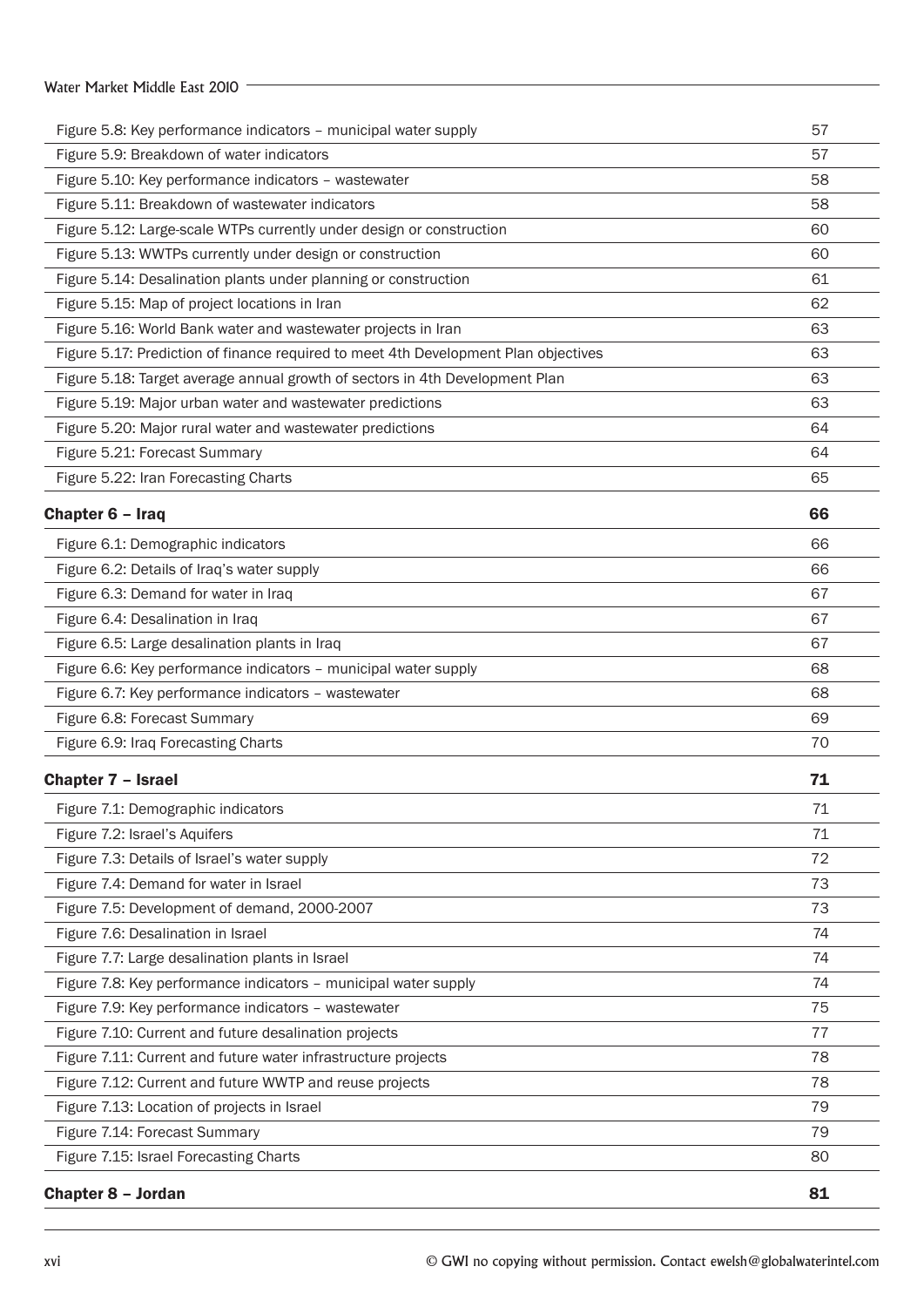| | |
|---|---|
| Figure 5.8: Key performance indicators – municipal water supply | 57 |
| Figure 5.9: Breakdown of water indicators | 57 |
| Figure 5.10: Key performance indicators – wastewater | 58 |
| Figure 5.11: Breakdown of wastewater indicators | 58 |
| Figure 5.12: Large-scale WTPs currently under design or construction | 60 |
| Figure 5.13: WWTPs currently under design or construction | 60 |
| Figure 5.14: Desalination plants under planning or construction | 61 |
| Figure 5.15: Map of project locations in Iran | 62 |
| Figure 5.16: World Bank water and wastewater projects in Iran | 63 |
| Figure 5.17: Prediction of finance required to meet 4th Development Plan objectives | 63 |
| Figure 5.18: Target average annual growth of sectors in 4th Development Plan | 63 |
| Figure 5.19: Major urban water and wastewater predictions | 63 |
| Figure 5.20: Major rural water and wastewater predictions | 64 |
| Figure 5.21: Forecast Summary | 64 |
| Figure 5.22: Iran Forecasting Charts | 65 |
| **Chapter 6 – Iraq** | **66** |
| Figure 6.1: Demographic indicators | 66 |
| Figure 6.2: Details of Iraq's water supply | 66 |
| Figure 6.3: Demand for water in Iraq | 67 |
| Figure 6.4: Desalination in Iraq | 67 |
| Figure 6.5: Large desalination plants in Iraq | 67 |
| Figure 6.6: Key performance indicators – municipal water supply | 68 |
| Figure 6.7: Key performance indicators – wastewater | 68 |
| Figure 6.8: Forecast Summary | 69 |
| Figure 6.9: Iraq Forecasting Charts | 70 |
| **Chapter 7 – Israel** | **71** |
| Figure 7.1: Demographic indicators | 71 |
| Figure 7.2: Israel's Aquifers | 71 |
| Figure 7.3: Details of Israel's water supply | 72 |
| Figure 7.4: Demand for water in Israel | 73 |
| Figure 7.5: Development of demand, 2000-2007 | 73 |
| Figure 7.6: Desalination in Israel | 74 |
| Figure 7.7: Large desalination plants in Israel | 74 |
| Figure 7.8: Key performance indicators – municipal water supply | 74 |
| Figure 7.9: Key performance indicators – wastewater | 75 |
| Figure 7.10: Current and future desalination projects | 77 |
| Figure 7.11: Current and future water infrastructure projects | 78 |
| Figure 7.12: Current and future WWTP and reuse projects | 78 |
| Figure 7.13: Location of projects in Israel | 79 |
| Figure 7.14: Forecast Summary | 79 |
| Figure 7.15: Israel Forecasting Charts | 80 |
| **Chapter 8 – Jordan** | **81** |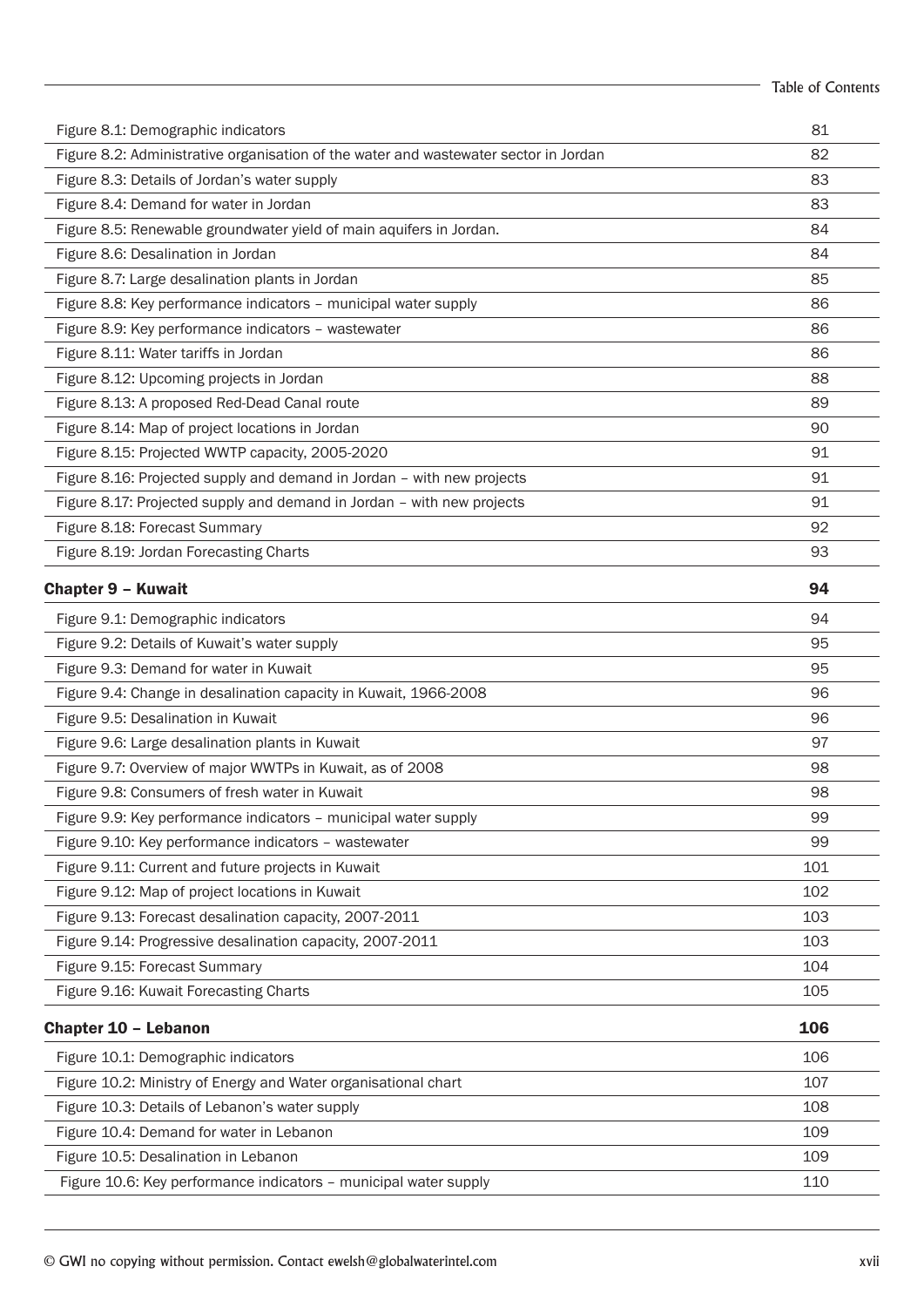| | |
|---|---|
| Figure 8.1: Demographic indicators | 81 |
| Figure 8.2: Administrative organisation of the water and wastewater sector in Jordan | 82 |
| Figure 8.3: Details of Jordan's water supply | 83 |
| Figure 8.4: Demand for water in Jordan | 83 |
| Figure 8.5: Renewable groundwater yield of main aquifers in Jordan. | 84 |
| Figure 8.6: Desalination in Jordan | 84 |
| Figure 8.7: Large desalination plants in Jordan | 85 |
| Figure 8.8: Key performance indicators – municipal water supply | 86 |
| Figure 8.9: Key performance indicators – wastewater | 86 |
| Figure 8.11: Water tariffs in Jordan | 86 |
| Figure 8.12: Upcoming projects in Jordan | 88 |
| Figure 8.13: A proposed Red-Dead Canal route | 89 |
| Figure 8.14: Map of project locations in Jordan | 90 |
| Figure 8.15: Projected WWTP capacity, 2005-2020 | 91 |
| Figure 8.16: Projected supply and demand in Jordan – with new projects | 91 |
| Figure 8.17: Projected supply and demand in Jordan – with new projects | 91 |
| Figure 8.18: Forecast Summary | 92 |
| Figure 8.19: Jordan Forecasting Charts | 93 |
| **Chapter 9 – Kuwait** | **94** |
| Figure 9.1: Demographic indicators | 94 |
| Figure 9.2: Details of Kuwait's water supply | 95 |
| Figure 9.3: Demand for water in Kuwait | 95 |
| Figure 9.4: Change in desalination capacity in Kuwait, 1966-2008 | 96 |
| Figure 9.5: Desalination in Kuwait | 96 |
| Figure 9.6: Large desalination plants in Kuwait | 97 |
| Figure 9.7: Overview of major WWTPs in Kuwait, as of 2008 | 98 |
| Figure 9.8: Consumers of fresh water in Kuwait | 98 |
| Figure 9.9: Key performance indicators – municipal water supply | 99 |
| Figure 9.10: Key performance indicators – wastewater | 99 |
| Figure 9.11: Current and future projects in Kuwait | 101 |
| Figure 9.12: Map of project locations in Kuwait | 102 |
| Figure 9.13: Forecast desalination capacity, 2007-2011 | 103 |
| Figure 9.14: Progressive desalination capacity, 2007-2011 | 103 |
| Figure 9.15: Forecast Summary | 104 |
| Figure 9.16: Kuwait Forecasting Charts | 105 |
| **Chapter 10 – Lebanon** | **106** |
| Figure 10.1: Demographic indicators | 106 |
| Figure 10.2: Ministry of Energy and Water organisational chart | 107 |
| Figure 10.3: Details of Lebanon's water supply | 108 |
| Figure 10.4: Demand for water in Lebanon | 109 |
| Figure 10.5: Desalination in Lebanon | 109 |
| Figure 10.6: Key performance indicators – municipal water supply | 110 |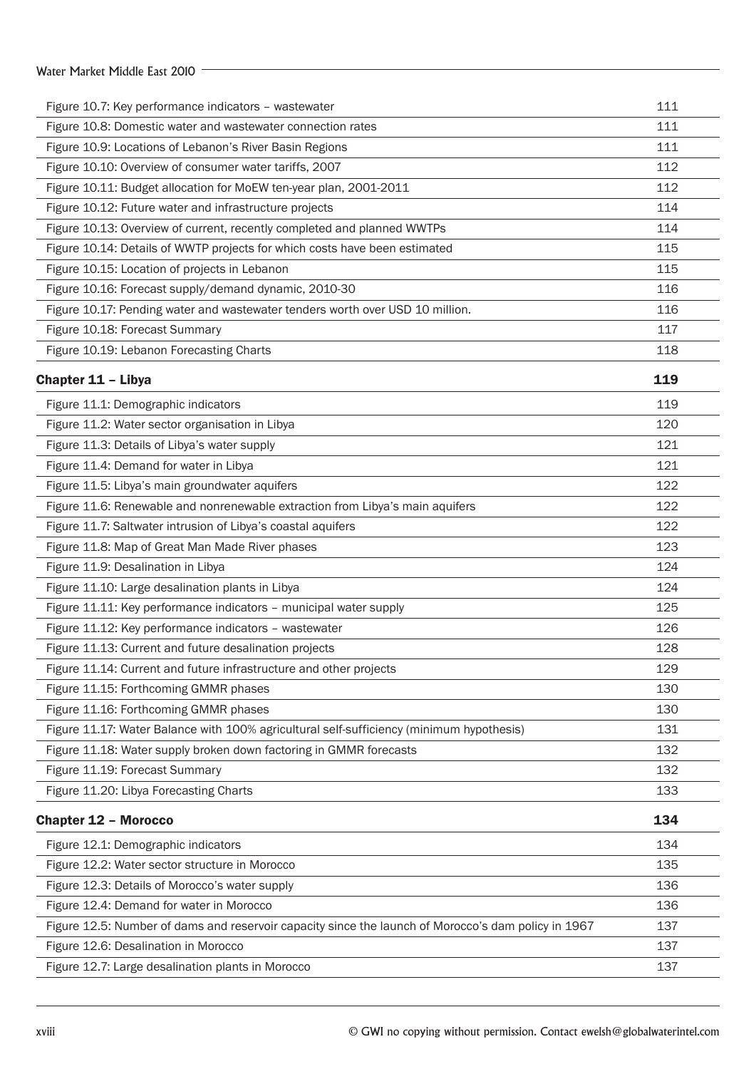| | |
|---|---|
| Figure 10.7: Key performance indicators – wastewater | 111 |
| Figure 10.8: Domestic water and wastewater connection rates | 111 |
| Figure 10.9: Locations of Lebanon's River Basin Regions | 111 |
| Figure 10.10: Overview of consumer water tariffs, 2007 | 112 |
| Figure 10.11: Budget allocation for MoEW ten-year plan, 2001-2011 | 112 |
| Figure 10.12: Future water and infrastructure projects | 114 |
| Figure 10.13: Overview of current, recently completed and planned WWTPs | 114 |
| Figure 10.14: Details of WWTP projects for which costs have been estimated | 115 |
| Figure 10.15: Location of projects in Lebanon | 115 |
| Figure 10.16: Forecast supply/demand dynamic, 2010-30 | 116 |
| Figure 10.17: Pending water and wastewater tenders worth over USD 10 million. | 116 |
| Figure 10.18: Forecast Summary | 117 |
| Figure 10.19: Lebanon Forecasting Charts | 118 |
| **Chapter 11 – Libya** | **119** |
| Figure 11.1: Demographic indicators | 119 |
| Figure 11.2: Water sector organisation in Libya | 120 |
| Figure 11.3: Details of Libya's water supply | 121 |
| Figure 11.4: Demand for water in Libya | 121 |
| Figure 11.5: Libya's main groundwater aquifers | 122 |
| Figure 11.6: Renewable and nonrenewable extraction from Libya's main aquifers | 122 |
| Figure 11.7: Saltwater intrusion of Libya's coastal aquifers | 122 |
| Figure 11.8: Map of Great Man Made River phases | 123 |
| Figure 11.9: Desalination in Libya | 124 |
| Figure 11.10: Large desalination plants in Libya | 124 |
| Figure 11.11: Key performance indicators – municipal water supply | 125 |
| Figure 11.12: Key performance indicators – wastewater | 126 |
| Figure 11.13: Current and future desalination projects | 128 |
| Figure 11.14: Current and future infrastructure and other projects | 129 |
| Figure 11.15: Forthcoming GMMR phases | 130 |
| Figure 11.16: Forthcoming GMMR phases | 130 |
| Figure 11.17: Water Balance with 100% agricultural self-sufficiency (minimum hypothesis) | 131 |
| Figure 11.18: Water supply broken down factoring in GMMR forecasts | 132 |
| Figure 11.19: Forecast Summary | 132 |
| Figure 11.20: Libya Forecasting Charts | 133 |
| **Chapter 12 – Morocco** | **134** |
| Figure 12.1: Demographic indicators | 134 |
| Figure 12.2: Water sector structure in Morocco | 135 |
| Figure 12.3: Details of Morocco's water supply | 136 |
| Figure 12.4: Demand for water in Morocco | 136 |
| Figure 12.5: Number of dams and reservoir capacity since the launch of Morocco's dam policy in 1967 | 137 |
| Figure 12.6: Desalination in Morocco | 137 |
| Figure 12.7: Large desalination plants in Morocco | 137 |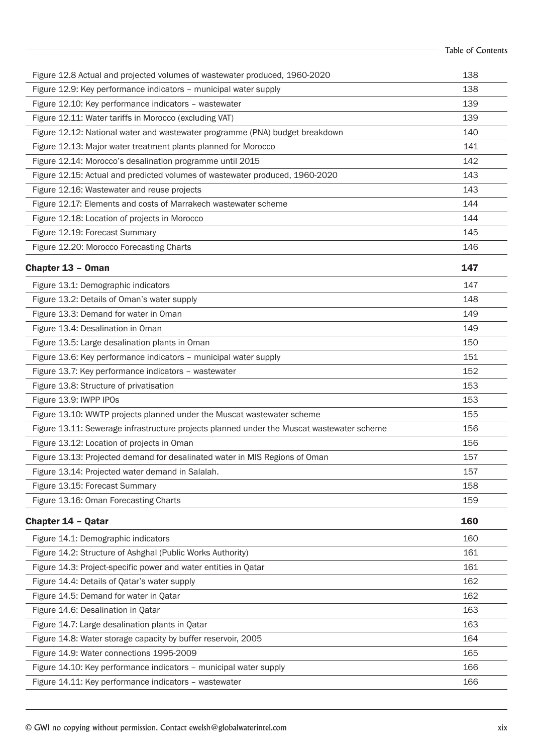| | |
|---|---|
| Figure 12.8 Actual and projected volumes of wastewater produced, 1960-2020 | 138 |
| Figure 12.9: Key performance indicators – municipal water supply | 138 |
| Figure 12.10: Key performance indicators – wastewater | 139 |
| Figure 12.11: Water tariffs in Morocco (excluding VAT) | 139 |
| Figure 12.12: National water and wastewater programme (PNA) budget breakdown | 140 |
| Figure 12.13: Major water treatment plants planned for Morocco | 141 |
| Figure 12.14: Morocco's desalination programme until 2015 | 142 |
| Figure 12.15: Actual and predicted volumes of wastewater produced, 1960-2020 | 143 |
| Figure 12.16: Wastewater and reuse projects | 143 |
| Figure 12.17: Elements and costs of Marrakech wastewater scheme | 144 |
| Figure 12.18: Location of projects in Morocco | 144 |
| Figure 12.19: Forecast Summary | 145 |
| Figure 12.20: Morocco Forecasting Charts | 146 |

| **Chapter 13 – Oman** | **147** |
|---|---|
| Figure 13.1: Demographic indicators | 147 |
| Figure 13.2: Details of Oman's water supply | 148 |
| Figure 13.3: Demand for water in Oman | 149 |
| Figure 13.4: Desalination in Oman | 149 |
| Figure 13.5: Large desalination plants in Oman | 150 |
| Figure 13.6: Key performance indicators – municipal water supply | 151 |
| Figure 13.7: Key performance indicators – wastewater | 152 |
| Figure 13.8: Structure of privatisation | 153 |
| Figure 13.9: IWPP IPOs | 153 |
| Figure 13.10: WWTP projects planned under the Muscat wastewater scheme | 155 |
| Figure 13.11: Sewerage infrastructure projects planned under the Muscat wastewater scheme | 156 |
| Figure 13.12: Location of projects in Oman | 156 |
| Figure 13.13: Projected demand for desalinated water in MIS Regions of Oman | 157 |
| Figure 13.14: Projected water demand in Salalah. | 157 |
| Figure 13.15: Forecast Summary | 158 |
| Figure 13.16: Oman Forecasting Charts | 159 |

| **Chapter 14 – Qatar** | **160** |
|---|---|
| Figure 14.1: Demographic indicators | 160 |
| Figure 14.2: Structure of Ashghal (Public Works Authority) | 161 |
| Figure 14.3: Project-specific power and water entities in Qatar | 161 |
| Figure 14.4: Details of Qatar's water supply | 162 |
| Figure 14.5: Demand for water in Qatar | 162 |
| Figure 14.6: Desalination in Qatar | 163 |
| Figure 14.7: Large desalination plants in Qatar | 163 |
| Figure 14.8: Water storage capacity by buffer reservoir, 2005 | 164 |
| Figure 14.9: Water connections 1995-2009 | 165 |
| Figure 14.10: Key performance indicators – municipal water supply | 166 |
| Figure 14.11: Key performance indicators – wastewater | 166 |

© GWI no copying without permission. Contact ewelsh@globalwaterintel.com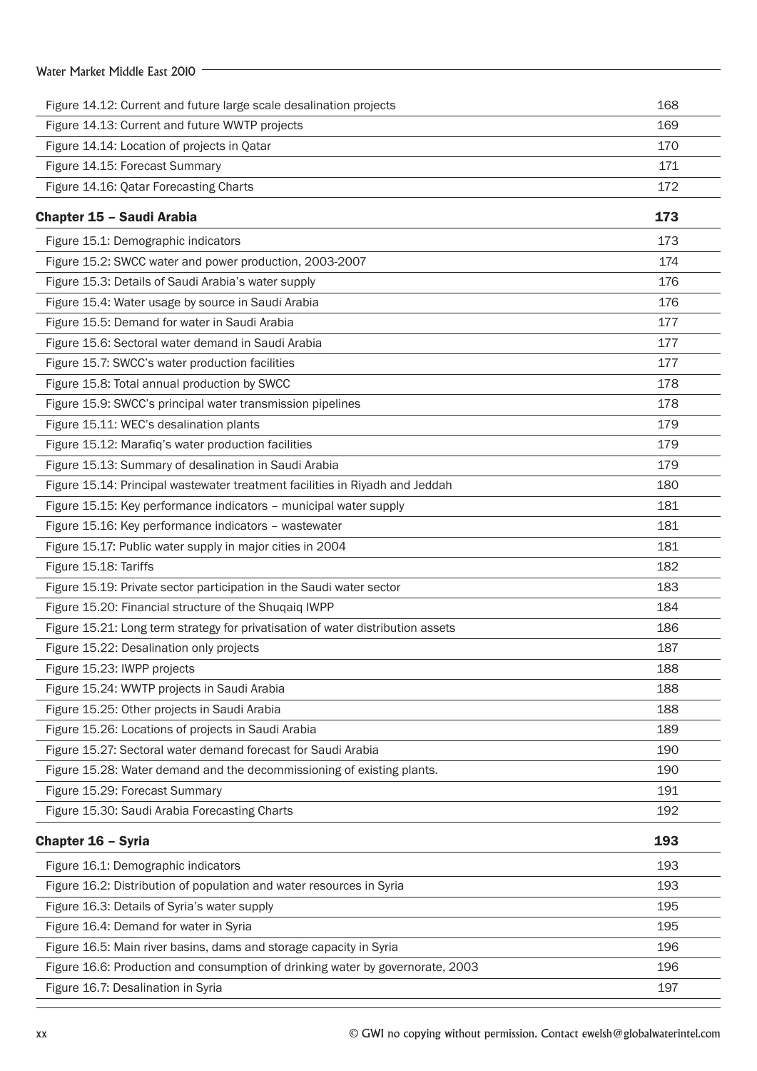| | |
|---|---|
| Figure 14.12: Current and future large scale desalination projects | 168 |
| Figure 14.13: Current and future WWTP projects | 169 |
| Figure 14.14: Location of projects in Qatar | 170 |
| Figure 14.15: Forecast Summary | 171 |
| Figure 14.16: Qatar Forecasting Charts | 172 |

| **Chapter 15 – Saudi Arabia** | **173** |
|---|---|
| Figure 15.1: Demographic indicators | 173 |
| Figure 15.2: SWCC water and power production, 2003-2007 | 174 |
| Figure 15.3: Details of Saudi Arabia's water supply | 176 |
| Figure 15.4: Water usage by source in Saudi Arabia | 176 |
| Figure 15.5: Demand for water in Saudi Arabia | 177 |
| Figure 15.6: Sectoral water demand in Saudi Arabia | 177 |
| Figure 15.7: SWCC's water production facilities | 177 |
| Figure 15.8: Total annual production by SWCC | 178 |
| Figure 15.9: SWCC's principal water transmission pipelines | 178 |
| Figure 15.11: WEC's desalination plants | 179 |
| Figure 15.12: Marafiq's water production facilities | 179 |
| Figure 15.13: Summary of desalination in Saudi Arabia | 179 |
| Figure 15.14: Principal wastewater treatment facilities in Riyadh and Jeddah | 180 |
| Figure 15.15: Key performance indicators – municipal water supply | 181 |
| Figure 15.16: Key performance indicators – wastewater | 181 |
| Figure 15.17: Public water supply in major cities in 2004 | 181 |
| Figure 15.18: Tariffs | 182 |
| Figure 15.19: Private sector participation in the Saudi water sector | 183 |
| Figure 15.20: Financial structure of the Shuqaiq IWPP | 184 |
| Figure 15.21: Long term strategy for privatisation of water distribution assets | 186 |
| Figure 15.22: Desalination only projects | 187 |
| Figure 15.23: IWPP projects | 188 |
| Figure 15.24: WWTP projects in Saudi Arabia | 188 |
| Figure 15.25: Other projects in Saudi Arabia | 188 |
| Figure 15.26: Locations of projects in Saudi Arabia | 189 |
| Figure 15.27: Sectoral water demand forecast for Saudi Arabia | 190 |
| Figure 15.28: Water demand and the decommissioning of existing plants. | 190 |
| Figure 15.29: Forecast Summary | 191 |
| Figure 15.30: Saudi Arabia Forecasting Charts | 192 |

| **Chapter 16 – Syria** | **193** |
|---|---|
| Figure 16.1: Demographic indicators | 193 |
| Figure 16.2: Distribution of population and water resources in Syria | 193 |
| Figure 16.3: Details of Syria's water supply | 195 |
| Figure 16.4: Demand for water in Syria | 195 |
| Figure 16.5: Main river basins, dams and storage capacity in Syria | 196 |
| Figure 16.6: Production and consumption of drinking water by governorate, 2003 | 196 |
| Figure 16.7: Desalination in Syria | 197 |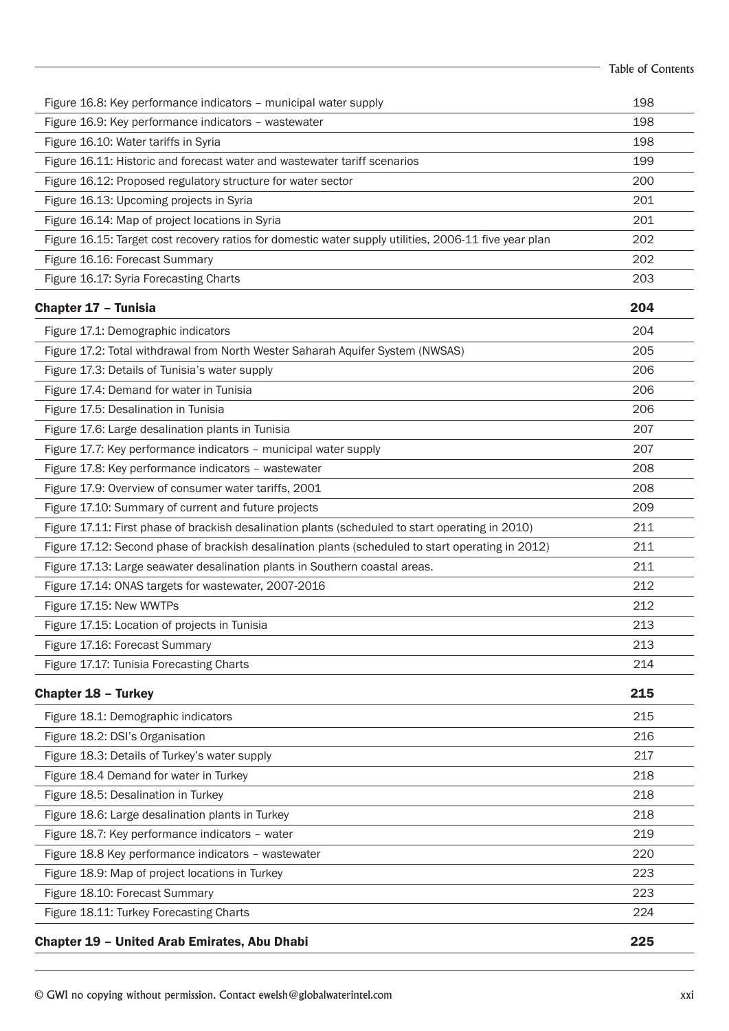| | |
|---|---|
| Figure 16.8: Key performance indicators – municipal water supply | 198 |
| Figure 16.9: Key performance indicators – wastewater | 198 |
| Figure 16.10: Water tariffs in Syria | 198 |
| Figure 16.11: Historic and forecast water and wastewater tariff scenarios | 199 |
| Figure 16.12: Proposed regulatory structure for water sector | 200 |
| Figure 16.13: Upcoming projects in Syria | 201 |
| Figure 16.14: Map of project locations in Syria | 201 |
| Figure 16.15: Target cost recovery ratios for domestic water supply utilities, 2006-11 five year plan | 202 |
| Figure 16.16: Forecast Summary | 202 |
| Figure 16.17: Syria Forecasting Charts | 203 |
| **Chapter 17 – Tunisia** | **204** |
| Figure 17.1: Demographic indicators | 204 |
| Figure 17.2: Total withdrawal from North Wester Saharah Aquifer System (NWSAS) | 205 |
| Figure 17.3: Details of Tunisia's water supply | 206 |
| Figure 17.4: Demand for water in Tunisia | 206 |
| Figure 17.5: Desalination in Tunisia | 206 |
| Figure 17.6: Large desalination plants in Tunisia | 207 |
| Figure 17.7: Key performance indicators – municipal water supply | 207 |
| Figure 17.8: Key performance indicators – wastewater | 208 |
| Figure 17.9: Overview of consumer water tariffs, 2001 | 208 |
| Figure 17.10: Summary of current and future projects | 209 |
| Figure 17.11: First phase of brackish desalination plants (scheduled to start operating in 2010) | 211 |
| Figure 17.12: Second phase of brackish desalination plants (scheduled to start operating in 2012) | 211 |
| Figure 17.13: Large seawater desalination plants in Southern coastal areas. | 211 |
| Figure 17.14: ONAS targets for wastewater, 2007-2016 | 212 |
| Figure 17.15: New WWTPs | 212 |
| Figure 17.15: Location of projects in Tunisia | 213 |
| Figure 17.16: Forecast Summary | 213 |
| Figure 17.17: Tunisia Forecasting Charts | 214 |
| **Chapter 18 – Turkey** | **215** |
| Figure 18.1: Demographic indicators | 215 |
| Figure 18.2: DSI's Organisation | 216 |
| Figure 18.3: Details of Turkey's water supply | 217 |
| Figure 18.4 Demand for water in Turkey | 218 |
| Figure 18.5: Desalination in Turkey | 218 |
| Figure 18.6: Large desalination plants in Turkey | 218 |
| Figure 18.7: Key performance indicators – water | 219 |
| Figure 18.8 Key performance indicators – wastewater | 220 |
| Figure 18.9: Map of project locations in Turkey | 223 |
| Figure 18.10: Forecast Summary | 223 |
| Figure 18.11: Turkey Forecasting Charts | 224 |
| **Chapter 19 – United Arab Emirates, Abu Dhabi** | **225** |

© GWI no copying without permission. Contact ewelsh@globalwaterintel.com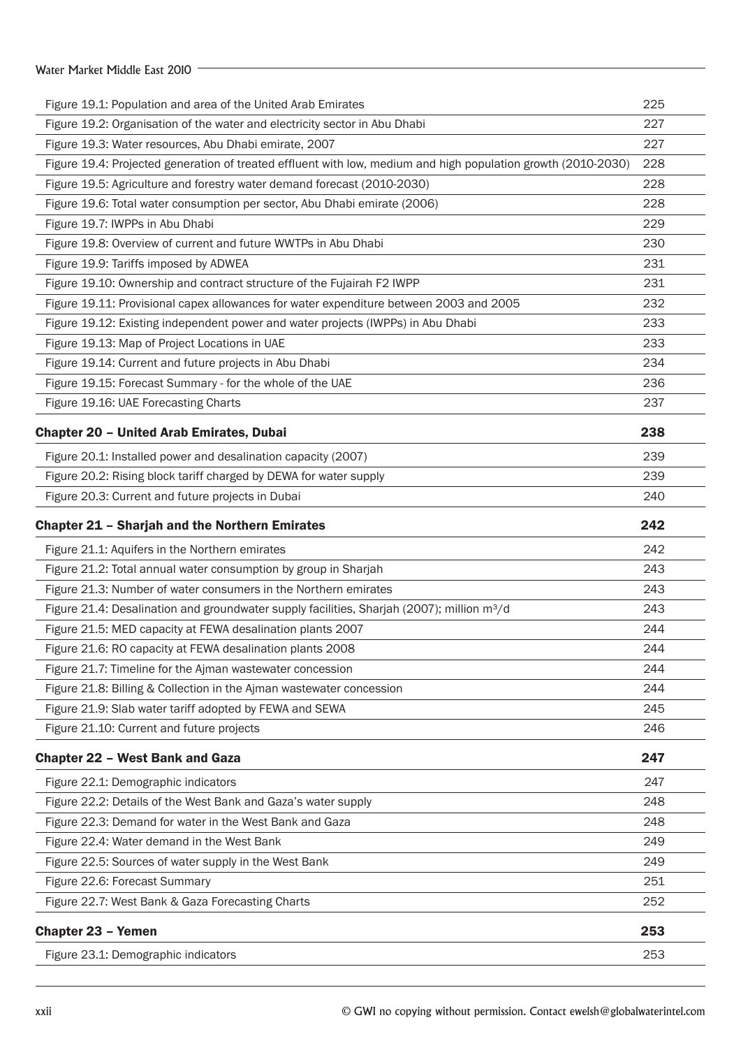| | |
|---|---|
| Figure 19.1: Population and area of the United Arab Emirates | 225 |
| Figure 19.2: Organisation of the water and electricity sector in Abu Dhabi | 227 |
| Figure 19.3: Water resources, Abu Dhabi emirate, 2007 | 227 |
| Figure 19.4: Projected generation of treated effluent with low, medium and high population growth (2010-2030) | 228 |
| Figure 19.5: Agriculture and forestry water demand forecast (2010-2030) | 228 |
| Figure 19.6: Total water consumption per sector, Abu Dhabi emirate (2006) | 228 |
| Figure 19.7: IWPPs in Abu Dhabi | 229 |
| Figure 19.8: Overview of current and future WWTPs in Abu Dhabi | 230 |
| Figure 19.9: Tariffs imposed by ADWEA | 231 |
| Figure 19.10: Ownership and contract structure of the Fujairah F2 IWPP | 231 |
| Figure 19.11: Provisional capex allowances for water expenditure between 2003 and 2005 | 232 |
| Figure 19.12: Existing independent power and water projects (IWPPs) in Abu Dhabi | 233 |
| Figure 19.13: Map of Project Locations in UAE | 233 |
| Figure 19.14: Current and future projects in Abu Dhabi | 234 |
| Figure 19.15: Forecast Summary - for the whole of the UAE | 236 |
| Figure 19.16: UAE Forecasting Charts | 237 |

## Chapter 20 – United Arab Emirates, Dubai — 238

| | |
|---|---|
| Figure 20.1: Installed power and desalination capacity (2007) | 239 |
| Figure 20.2: Rising block tariff charged by DEWA for water supply | 239 |
| Figure 20.3: Current and future projects in Dubai | 240 |

## Chapter 21 – Sharjah and the Northern Emirates — 242

| | |
|---|---|
| Figure 21.1: Aquifers in the Northern emirates | 242 |
| Figure 21.2: Total annual water consumption by group in Sharjah | 243 |
| Figure 21.3: Number of water consumers in the Northern emirates | 243 |
| Figure 21.4: Desalination and groundwater supply facilities, Sharjah (2007); million $m^3$/d | 243 |
| Figure 21.5: MED capacity at FEWA desalination plants 2007 | 244 |
| Figure 21.6: RO capacity at FEWA desalination plants 2008 | 244 |
| Figure 21.7: Timeline for the Ajman wastewater concession | 244 |
| Figure 21.8: Billing & Collection in the Ajman wastewater concession | 244 |
| Figure 21.9: Slab water tariff adopted by FEWA and SEWA | 245 |
| Figure 21.10: Current and future projects | 246 |

## Chapter 22 – West Bank and Gaza — 247

| | |
|---|---|
| Figure 22.1: Demographic indicators | 247 |
| Figure 22.2: Details of the West Bank and Gaza's water supply | 248 |
| Figure 22.3: Demand for water in the West Bank and Gaza | 248 |
| Figure 22.4: Water demand in the West Bank | 249 |
| Figure 22.5: Sources of water supply in the West Bank | 249 |
| Figure 22.6: Forecast Summary | 251 |
| Figure 22.7: West Bank & Gaza Forecasting Charts | 252 |

## Chapter 23 – Yemen — 253

| | |
|---|---|
| Figure 23.1: Demographic indicators | 253 |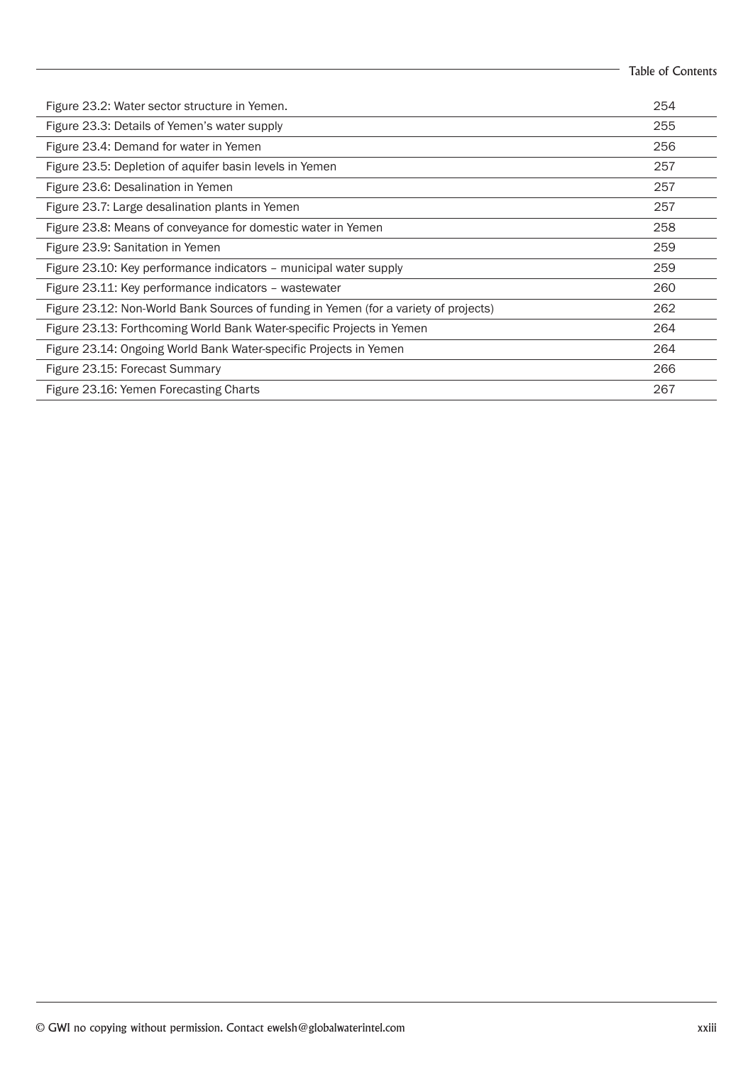| | |
|---|---|
| Figure 23.2: Water sector structure in Yemen. | 254 |
| Figure 23.3: Details of Yemen's water supply | 255 |
| Figure 23.4: Demand for water in Yemen | 256 |
| Figure 23.5: Depletion of aquifer basin levels in Yemen | 257 |
| Figure 23.6: Desalination in Yemen | 257 |
| Figure 23.7: Large desalination plants in Yemen | 257 |
| Figure 23.8: Means of conveyance for domestic water in Yemen | 258 |
| Figure 23.9: Sanitation in Yemen | 259 |
| Figure 23.10: Key performance indicators – municipal water supply | 259 |
| Figure 23.11: Key performance indicators – wastewater | 260 |
| Figure 23.12: Non-World Bank Sources of funding in Yemen (for a variety of projects) | 262 |
| Figure 23.13: Forthcoming World Bank Water-specific Projects in Yemen | 264 |
| Figure 23.14: Ongoing World Bank Water-specific Projects in Yemen | 264 |
| Figure 23.15: Forecast Summary | 266 |
| Figure 23.16: Yemen Forecasting Charts | 267 |